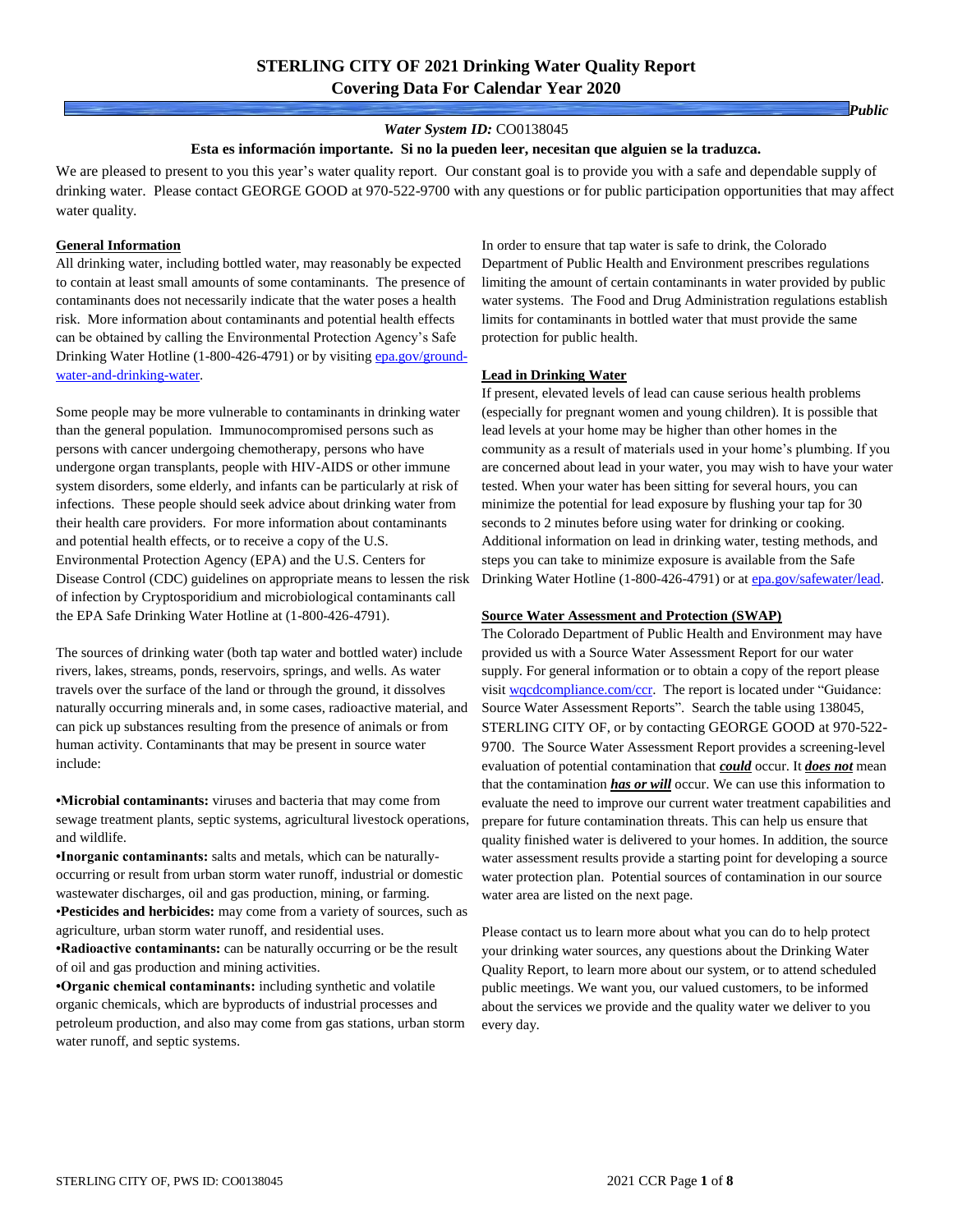# STERLING CITY OF 2021 Drinking Water Quality Report
## Covering Data For Calendar Year 2020

***Public Water System ID:*** CO0138045

**Esta es información importante. Si no la pueden leer, necesitan que alguien se la traduzca.**

We are pleased to present to you this year's water quality report. Our constant goal is to provide you with a safe and dependable supply of drinking water. Please contact GEORGE GOOD at 970-522-9700 with any questions or for public participation opportunities that may affect water quality.

### General Information

All drinking water, including bottled water, may reasonably be expected to contain at least small amounts of some contaminants. The presence of contaminants does not necessarily indicate that the water poses a health risk. More information about contaminants and potential health effects can be obtained by calling the Environmental Protection Agency's Safe Drinking Water Hotline (1-800-426-4791) or by visiting epa.gov/ground-water-and-drinking-water.

Some people may be more vulnerable to contaminants in drinking water than the general population. Immunocompromised persons such as persons with cancer undergoing chemotherapy, persons who have undergone organ transplants, people with HIV-AIDS or other immune system disorders, some elderly, and infants can be particularly at risk of infections. These people should seek advice about drinking water from their health care providers. For more information about contaminants and potential health effects, or to receive a copy of the U.S. Environmental Protection Agency (EPA) and the U.S. Centers for Disease Control (CDC) guidelines on appropriate means to lessen the risk of infection by Cryptosporidium and microbiological contaminants call the EPA Safe Drinking Water Hotline at (1-800-426-4791).

The sources of drinking water (both tap water and bottled water) include rivers, lakes, streams, ponds, reservoirs, springs, and wells. As water travels over the surface of the land or through the ground, it dissolves naturally occurring minerals and, in some cases, radioactive material, and can pick up substances resulting from the presence of animals or from human activity. Contaminants that may be present in source water include:

- **Microbial contaminants:** viruses and bacteria that may come from sewage treatment plants, septic systems, agricultural livestock operations, and wildlife.
- **Inorganic contaminants:** salts and metals, which can be naturally-occurring or result from urban storm water runoff, industrial or domestic wastewater discharges, oil and gas production, mining, or farming.
- **Pesticides and herbicides:** may come from a variety of sources, such as agriculture, urban storm water runoff, and residential uses.
- **Radioactive contaminants:** can be naturally occurring or be the result of oil and gas production and mining activities.
- **Organic chemical contaminants:** including synthetic and volatile organic chemicals, which are byproducts of industrial processes and petroleum production, and also may come from gas stations, urban storm water runoff, and septic systems.

In order to ensure that tap water is safe to drink, the Colorado Department of Public Health and Environment prescribes regulations limiting the amount of certain contaminants in water provided by public water systems. The Food and Drug Administration regulations establish limits for contaminants in bottled water that must provide the same protection for public health.

### Lead in Drinking Water

If present, elevated levels of lead can cause serious health problems (especially for pregnant women and young children). It is possible that lead levels at your home may be higher than other homes in the community as a result of materials used in your home's plumbing. If you are concerned about lead in your water, you may wish to have your water tested. When your water has been sitting for several hours, you can minimize the potential for lead exposure by flushing your tap for 30 seconds to 2 minutes before using water for drinking or cooking. Additional information on lead in drinking water, testing methods, and steps you can take to minimize exposure is available from the Safe Drinking Water Hotline (1-800-426-4791) or at epa.gov/safewater/lead.

### Source Water Assessment and Protection (SWAP)

The Colorado Department of Public Health and Environment may have provided us with a Source Water Assessment Report for our water supply. For general information or to obtain a copy of the report please visit wqcdcompliance.com/ccr. The report is located under "Guidance: Source Water Assessment Reports". Search the table using 138045, STERLING CITY OF, or by contacting GEORGE GOOD at 970-522-9700. The Source Water Assessment Report provides a screening-level evaluation of potential contamination that ***could*** occur. It ***does not*** mean that the contamination ***has or will*** occur. We can use this information to evaluate the need to improve our current water treatment capabilities and prepare for future contamination threats. This can help us ensure that quality finished water is delivered to your homes. In addition, the source water assessment results provide a starting point for developing a source water protection plan. Potential sources of contamination in our source water area are listed on the next page.

Please contact us to learn more about what you can do to help protect your drinking water sources, any questions about the Drinking Water Quality Report, to learn more about our system, or to attend scheduled public meetings. We want you, our valued customers, to be informed about the services we provide and the quality water we deliver to you every day.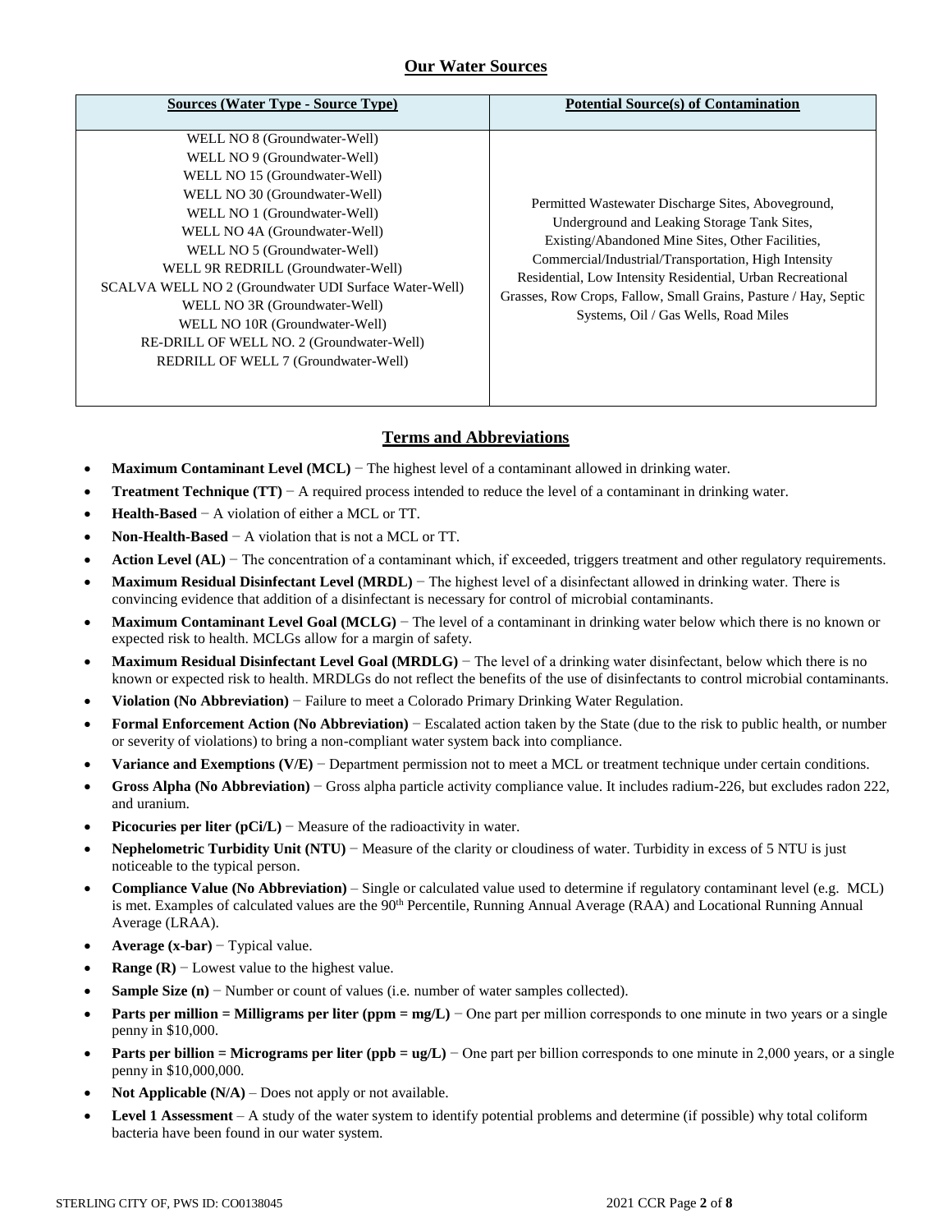## Our Water Sources

| Sources (Water Type - Source Type) | Potential Source(s) of Contamination |
|---|---|
| WELL NO 8 (Groundwater-Well)<br>WELL NO 9 (Groundwater-Well)<br>WELL NO 15 (Groundwater-Well)<br>WELL NO 30 (Groundwater-Well)<br>WELL NO 1 (Groundwater-Well)<br>WELL NO 4A (Groundwater-Well)<br>WELL NO 5 (Groundwater-Well)<br>WELL 9R REDRILL (Groundwater-Well)<br>SCALVA WELL NO 2 (Groundwater UDI Surface Water-Well)<br>WELL NO 3R (Groundwater-Well)<br>WELL NO 10R (Groundwater-Well)<br>RE-DRILL OF WELL NO. 2 (Groundwater-Well)<br>REDRILL OF WELL 7 (Groundwater-Well) | Permitted Wastewater Discharge Sites, Aboveground, Underground and Leaking Storage Tank Sites, Existing/Abandoned Mine Sites, Other Facilities, Commercial/Industrial/Transportation, High Intensity Residential, Low Intensity Residential, Urban Recreational Grasses, Row Crops, Fallow, Small Grains, Pasture / Hay, Septic Systems, Oil / Gas Wells, Road Miles |

## Terms and Abbreviations

- **Maximum Contaminant Level (MCL)** − The highest level of a contaminant allowed in drinking water.
- **Treatment Technique (TT)** − A required process intended to reduce the level of a contaminant in drinking water.
- **Health-Based** − A violation of either a MCL or TT.
- **Non-Health-Based** − A violation that is not a MCL or TT.
- **Action Level (AL)** − The concentration of a contaminant which, if exceeded, triggers treatment and other regulatory requirements.
- **Maximum Residual Disinfectant Level (MRDL)** − The highest level of a disinfectant allowed in drinking water. There is convincing evidence that addition of a disinfectant is necessary for control of microbial contaminants.
- **Maximum Contaminant Level Goal (MCLG)** − The level of a contaminant in drinking water below which there is no known or expected risk to health. MCLGs allow for a margin of safety.
- **Maximum Residual Disinfectant Level Goal (MRDLG)** − The level of a drinking water disinfectant, below which there is no known or expected risk to health. MRDLGs do not reflect the benefits of the use of disinfectants to control microbial contaminants.
- **Violation (No Abbreviation)** − Failure to meet a Colorado Primary Drinking Water Regulation.
- **Formal Enforcement Action (No Abbreviation)** − Escalated action taken by the State (due to the risk to public health, or number or severity of violations) to bring a non-compliant water system back into compliance.
- **Variance and Exemptions (V/E)** − Department permission not to meet a MCL or treatment technique under certain conditions.
- **Gross Alpha (No Abbreviation)** − Gross alpha particle activity compliance value. It includes radium-226, but excludes radon 222, and uranium.
- **Picocuries per liter (pCi/L)** − Measure of the radioactivity in water.
- **Nephelometric Turbidity Unit (NTU)** − Measure of the clarity or cloudiness of water. Turbidity in excess of 5 NTU is just noticeable to the typical person.
- **Compliance Value (No Abbreviation)** – Single or calculated value used to determine if regulatory contaminant level (e.g. MCL) is met. Examples of calculated values are the 90th Percentile, Running Annual Average (RAA) and Locational Running Annual Average (LRAA).
- **Average (x-bar)** − Typical value.
- **Range (R)** − Lowest value to the highest value.
- **Sample Size (n)** − Number or count of values (i.e. number of water samples collected).
- **Parts per million = Milligrams per liter (ppm = mg/L)** − One part per million corresponds to one minute in two years or a single penny in $10,000.
- **Parts per billion = Micrograms per liter (ppb = ug/L)** − One part per billion corresponds to one minute in 2,000 years, or a single penny in $10,000,000.
- **Not Applicable (N/A)** – Does not apply or not available.
- **Level 1 Assessment** – A study of the water system to identify potential problems and determine (if possible) why total coliform bacteria have been found in our water system.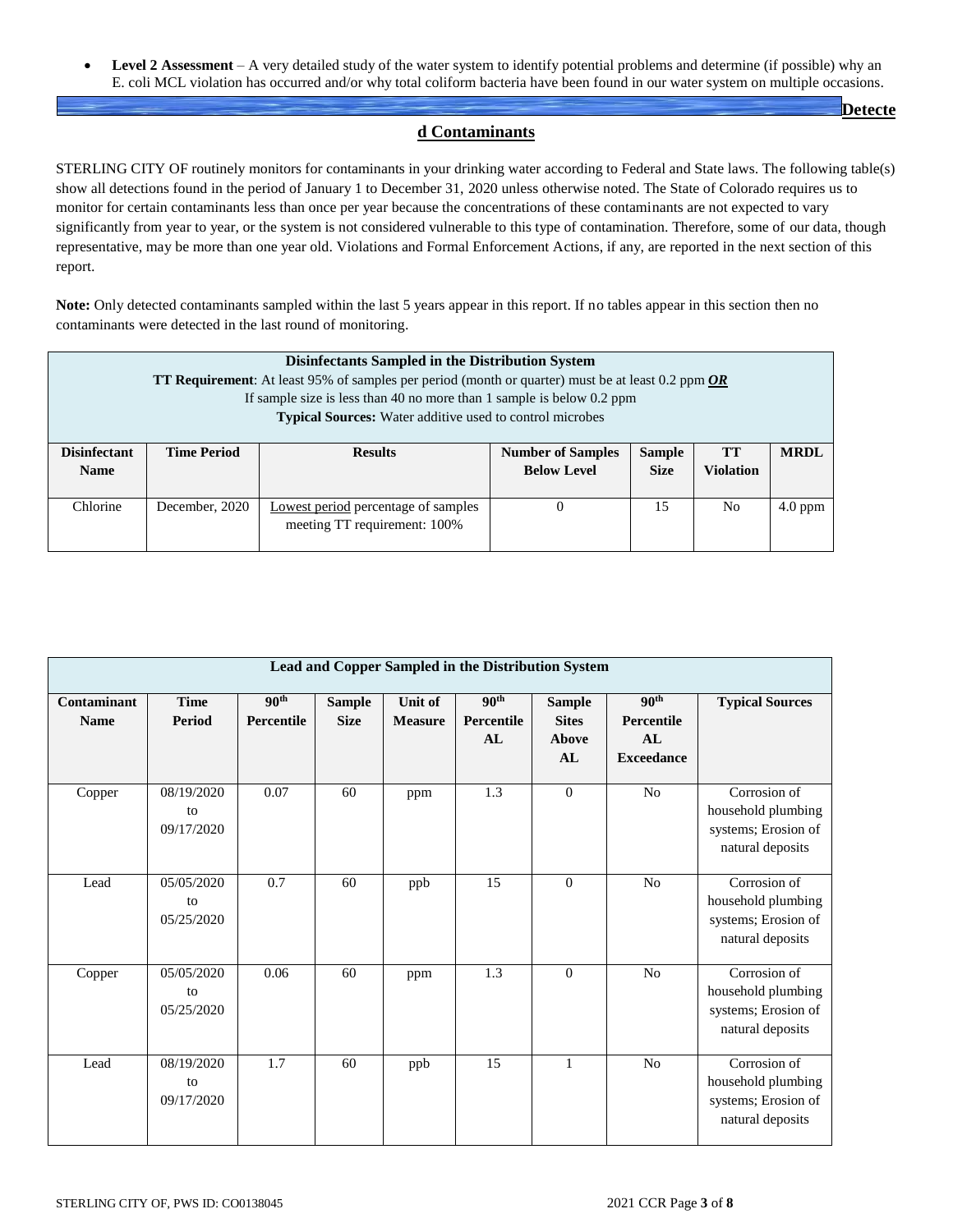- **Level 2 Assessment** – A very detailed study of the water system to identify potential problems and determine (if possible) why an E. coli MCL violation has occurred and/or why total coliform bacteria have been found in our water system on multiple occasions.

## Detected Contaminants

STERLING CITY OF routinely monitors for contaminants in your drinking water according to Federal and State laws. The following table(s) show all detections found in the period of January 1 to December 31, 2020 unless otherwise noted. The State of Colorado requires us to monitor for certain contaminants less than once per year because the concentrations of these contaminants are not expected to vary significantly from year to year, or the system is not considered vulnerable to this type of contamination. Therefore, some of our data, though representative, may be more than one year old. Violations and Formal Enforcement Actions, if any, are reported in the next section of this report.

**Note:** Only detected contaminants sampled within the last 5 years appear in this report. If no tables appear in this section then no contaminants were detected in the last round of monitoring.

**Disinfectants Sampled in the Distribution System**
**TT Requirement**: At least 95% of samples per period (month or quarter) must be at least 0.2 ppm ***OR***
If sample size is less than 40 no more than 1 sample is below 0.2 ppm
**Typical Sources:** Water additive used to control microbes

| Disinfectant Name | Time Period | Results | Number of Samples Below Level | Sample Size | TT Violation | MRDL |
|---|---|---|---|---|---|---|
| Chlorine | December, 2020 | Lowest period percentage of samples meeting TT requirement: 100% | 0 | 15 | No | 4.0 ppm |

**Lead and Copper Sampled in the Distribution System**

| Contaminant Name | Time Period | 90th Percentile | Sample Size | Unit of Measure | 90th Percentile AL | Sample Sites Above AL | 90th Percentile AL Exceedance | Typical Sources |
|---|---|---|---|---|---|---|---|---|
| Copper | 08/19/2020 to 09/17/2020 | 0.07 | 60 | ppm | 1.3 | 0 | No | Corrosion of household plumbing systems; Erosion of natural deposits |
| Lead | 05/05/2020 to 05/25/2020 | 0.7 | 60 | ppb | 15 | 0 | No | Corrosion of household plumbing systems; Erosion of natural deposits |
| Copper | 05/05/2020 to 05/25/2020 | 0.06 | 60 | ppm | 1.3 | 0 | No | Corrosion of household plumbing systems; Erosion of natural deposits |
| Lead | 08/19/2020 to 09/17/2020 | 1.7 | 60 | ppb | 15 | 1 | No | Corrosion of household plumbing systems; Erosion of natural deposits |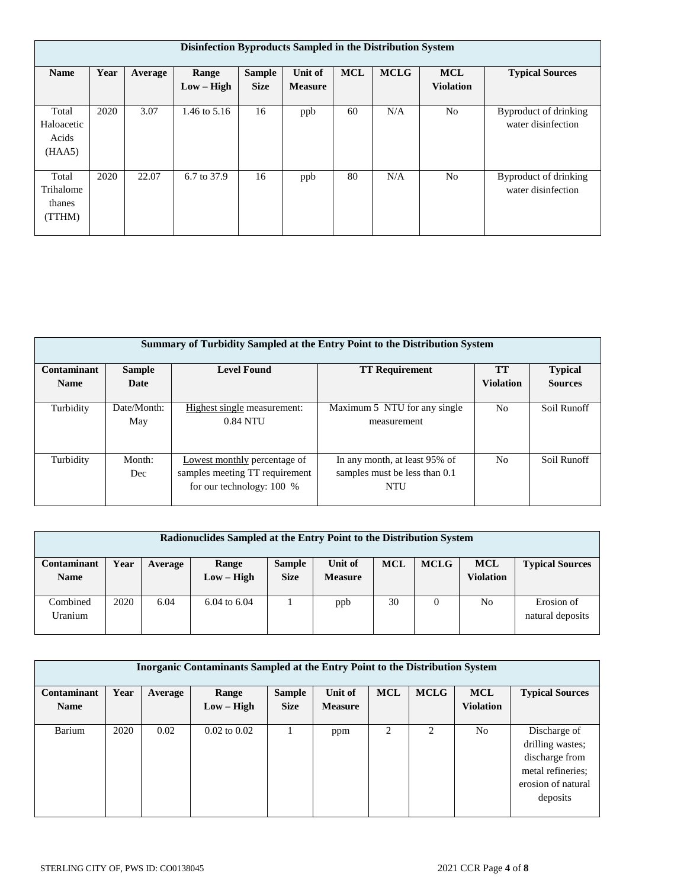| Disinfection Byproducts Sampled in the Distribution System | | | | | | | | | |
|---|---|---|---|---|---|---|---|---|---|
| **Name** | **Year** | **Average** | **Range Low – High** | **Sample Size** | **Unit of Measure** | **MCL** | **MCLG** | **MCL Violation** | **Typical Sources** |
| Total Haloacetic Acids (HAA5) | 2020 | 3.07 | 1.46 to 5.16 | 16 | ppb | 60 | N/A | No | Byproduct of drinking water disinfection |
| Total Trihalomethanes (TTHM) | 2020 | 22.07 | 6.7 to 37.9 | 16 | ppb | 80 | N/A | No | Byproduct of drinking water disinfection |

| Summary of Turbidity Sampled at the Entry Point to the Distribution System | | | | | |
|---|---|---|---|---|---|
| **Contaminant Name** | **Sample Date** | **Level Found** | **TT Requirement** | **TT Violation** | **Typical Sources** |
| Turbidity | Date/Month: May | Highest single measurement: 0.84 NTU | Maximum 5 NTU for any single measurement | No | Soil Runoff |
| Turbidity | Month: Dec | Lowest monthly percentage of samples meeting TT requirement for our technology: 100 % | In any month, at least 95% of samples must be less than 0.1 NTU | No | Soil Runoff |

| Radionuclides Sampled at the Entry Point to the Distribution System | | | | | | | | | |
|---|---|---|---|---|---|---|---|---|---|
| **Contaminant Name** | **Year** | **Average** | **Range Low – High** | **Sample Size** | **Unit of Measure** | **MCL** | **MCLG** | **MCL Violation** | **Typical Sources** |
| Combined Uranium | 2020 | 6.04 | 6.04 to 6.04 | 1 | ppb | 30 | 0 | No | Erosion of natural deposits |

| Inorganic Contaminants Sampled at the Entry Point to the Distribution System | | | | | | | | | |
|---|---|---|---|---|---|---|---|---|---|
| **Contaminant Name** | **Year** | **Average** | **Range Low – High** | **Sample Size** | **Unit of Measure** | **MCL** | **MCLG** | **MCL Violation** | **Typical Sources** |
| Barium | 2020 | 0.02 | 0.02 to 0.02 | 1 | ppm | 2 | 2 | No | Discharge of drilling wastes; discharge from metal refineries; erosion of natural deposits |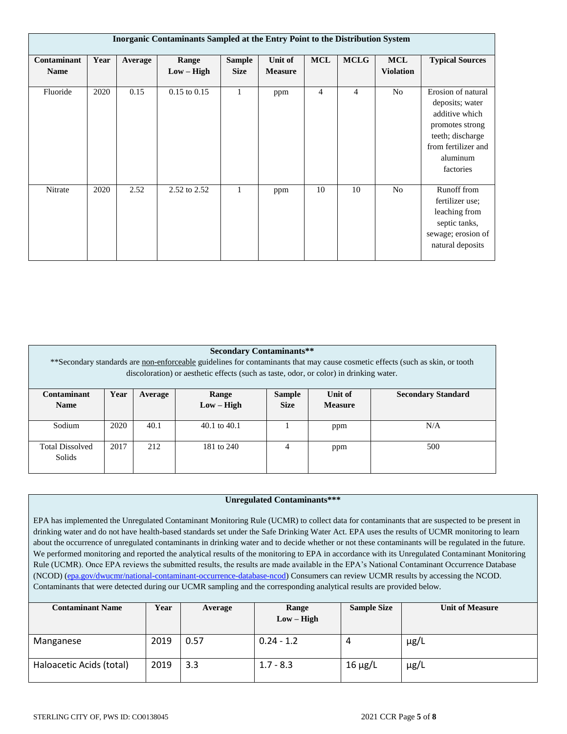| Inorganic Contaminants Sampled at the Entry Point to the Distribution System | | | | | | | | | |
|---|---|---|---|---|---|---|---|---|---|
| **Contaminant Name** | **Year** | **Average** | **Range Low – High** | **Sample Size** | **Unit of Measure** | **MCL** | **MCLG** | **MCL Violation** | **Typical Sources** |
| Fluoride | 2020 | 0.15 | 0.15 to 0.15 | 1 | ppm | 4 | 4 | No | Erosion of natural deposits; water additive which promotes strong teeth; discharge from fertilizer and aluminum factories |
| Nitrate | 2020 | 2.52 | 2.52 to 2.52 | 1 | ppm | 10 | 10 | No | Runoff from fertilizer use; leaching from septic tanks, sewage; erosion of natural deposits |

**Secondary Contaminants****

**Secondary standards are non-enforceable guidelines for contaminants that may cause cosmetic effects (such as skin, or tooth discoloration) or aesthetic effects (such as taste, odor, or color) in drinking water.

| Contaminant Name | Year | Average | Range Low – High | Sample Size | Unit of Measure | Secondary Standard |
|---|---|---|---|---|---|---|
| Sodium | 2020 | 40.1 | 40.1 to 40.1 | 1 | ppm | N/A |
| Total Dissolved Solids | 2017 | 212 | 181 to 240 | 4 | ppm | 500 |

**Unregulated Contaminants*****

EPA has implemented the Unregulated Contaminant Monitoring Rule (UCMR) to collect data for contaminants that are suspected to be present in drinking water and do not have health-based standards set under the Safe Drinking Water Act. EPA uses the results of UCMR monitoring to learn about the occurrence of unregulated contaminants in drinking water and to decide whether or not these contaminants will be regulated in the future. We performed monitoring and reported the analytical results of the monitoring to EPA in accordance with its Unregulated Contaminant Monitoring Rule (UCMR). Once EPA reviews the submitted results, the results are made available in the EPA's National Contaminant Occurrence Database (NCOD) (epa.gov/dwucmr/national-contaminant-occurrence-database-ncod) Consumers can review UCMR results by accessing the NCOD. Contaminants that were detected during our UCMR sampling and the corresponding analytical results are provided below.

| Contaminant Name | Year | Average | Range Low – High | Sample Size | Unit of Measure |
|---|---|---|---|---|---|
| Manganese | 2019 | 0.57 | 0.24 - 1.2 | 4 | µg/L |
| Haloacetic Acids (total) | 2019 | 3.3 | 1.7 - 8.3 | 16 µg/L | µg/L |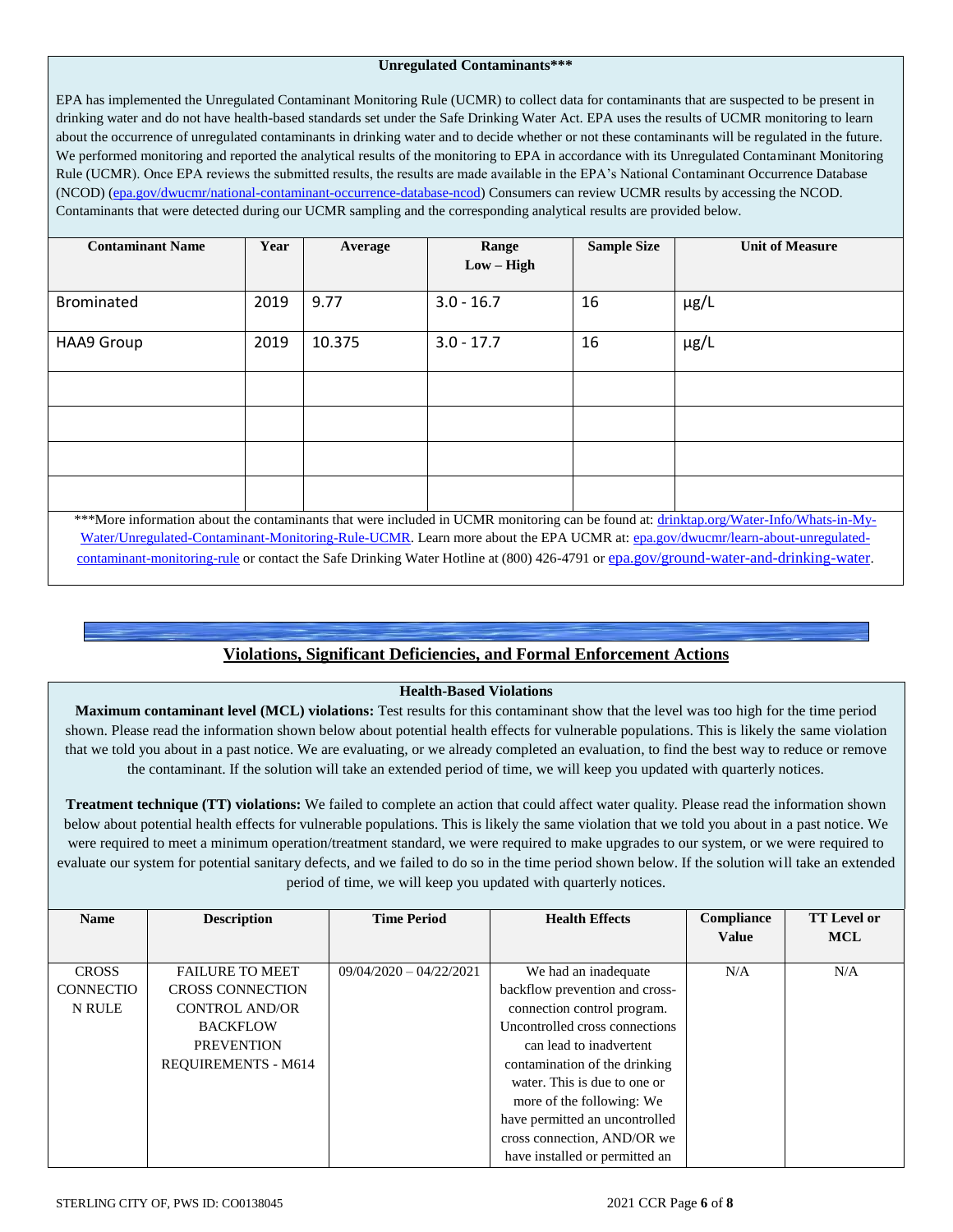### Unregulated Contaminants***

EPA has implemented the Unregulated Contaminant Monitoring Rule (UCMR) to collect data for contaminants that are suspected to be present in drinking water and do not have health-based standards set under the Safe Drinking Water Act. EPA uses the results of UCMR monitoring to learn about the occurrence of unregulated contaminants in drinking water and to decide whether or not these contaminants will be regulated in the future. We performed monitoring and reported the analytical results of the monitoring to EPA in accordance with its Unregulated Contaminant Monitoring Rule (UCMR). Once EPA reviews the submitted results, the results are made available in the EPA's National Contaminant Occurrence Database (NCOD) (epa.gov/dwucmr/national-contaminant-occurrence-database-ncod) Consumers can review UCMR results by accessing the NCOD. Contaminants that were detected during our UCMR sampling and the corresponding analytical results are provided below.

| Contaminant Name | Year | Average | Range Low – High | Sample Size | Unit of Measure |
|---|---|---|---|---|---|
| Brominated | 2019 | 9.77 | 3.0 - 16.7 | 16 | µg/L |
| HAA9 Group | 2019 | 10.375 | 3.0 - 17.7 | 16 | µg/L |
| | | | | | |
| | | | | | |
| | | | | | |
| | | | | | |

***More information about the contaminants that were included in UCMR monitoring can be found at: drinktap.org/Water-Info/Whats-in-My-Water/Unregulated-Contaminant-Monitoring-Rule-UCMR. Learn more about the EPA UCMR at: epa.gov/dwucmr/learn-about-unregulated-contaminant-monitoring-rule or contact the Safe Drinking Water Hotline at (800) 426-4791 or epa.gov/ground-water-and-drinking-water.

## Violations, Significant Deficiencies, and Formal Enforcement Actions

### Health-Based Violations

**Maximum contaminant level (MCL) violations:** Test results for this contaminant show that the level was too high for the time period shown. Please read the information shown below about potential health effects for vulnerable populations. This is likely the same violation that we told you about in a past notice. We are evaluating, or we already completed an evaluation, to find the best way to reduce or remove the contaminant. If the solution will take an extended period of time, we will keep you updated with quarterly notices.

**Treatment technique (TT) violations:** We failed to complete an action that could affect water quality. Please read the information shown below about potential health effects for vulnerable populations. This is likely the same violation that we told you about in a past notice. We were required to meet a minimum operation/treatment standard, we were required to make upgrades to our system, or we were required to evaluate our system for potential sanitary defects, and we failed to do so in the time period shown below. If the solution will take an extended period of time, we will keep you updated with quarterly notices.

| Name | Description | Time Period | Health Effects | Compliance Value | TT Level or MCL |
|---|---|---|---|---|---|
| CROSS CONNECTION RULE | FAILURE TO MEET CROSS CONNECTION CONTROL AND/OR BACKFLOW PREVENTION REQUIREMENTS - M614 | 09/04/2020 – 04/22/2021 | We had an inadequate backflow prevention and cross-connection control program. Uncontrolled cross connections can lead to inadvertent contamination of the drinking water. This is due to one or more of the following: We have permitted an uncontrolled cross connection, AND/OR we have installed or permitted an | N/A | N/A |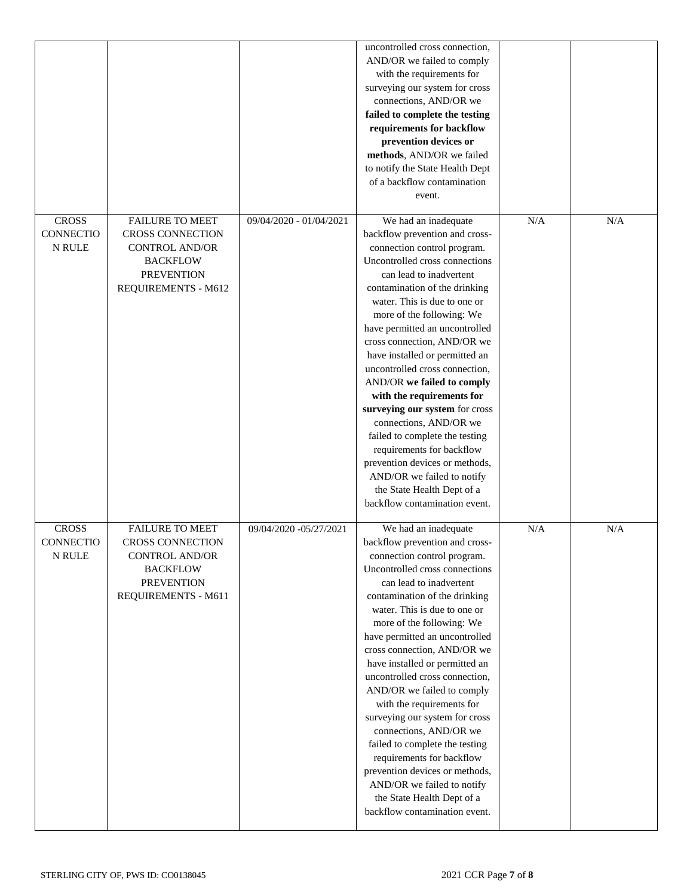| | | | uncontrolled cross connection, AND/OR we failed to comply with the requirements for surveying our system for cross connections, AND/OR we **failed to complete the testing requirements for backflow prevention devices or methods**, AND/OR we failed to notify the State Health Dept of a backflow contamination event. | | |
|---|---|---|---|---|---|
| CROSS CONNECTION RULE | FAILURE TO MEET CROSS CONNECTION CONTROL AND/OR BACKFLOW PREVENTION REQUIREMENTS - M612 | 09/04/2020 - 01/04/2021 | We had an inadequate backflow prevention and cross-connection control program. Uncontrolled cross connections can lead to inadvertent contamination of the drinking water. This is due to one or more of the following: We have permitted an uncontrolled cross connection, AND/OR we have installed or permitted an uncontrolled cross connection, AND/OR **we failed to comply with the requirements for surveying our system** for cross connections, AND/OR we failed to complete the testing requirements for backflow prevention devices or methods, AND/OR we failed to notify the State Health Dept of a backflow contamination event. | N/A | N/A |
| CROSS CONNECTION RULE | FAILURE TO MEET CROSS CONNECTION CONTROL AND/OR BACKFLOW PREVENTION REQUIREMENTS - M611 | 09/04/2020 -05/27/2021 | We had an inadequate backflow prevention and cross-connection control program. Uncontrolled cross connections can lead to inadvertent contamination of the drinking water. This is due to one or more of the following: We have permitted an uncontrolled cross connection, AND/OR we have installed or permitted an uncontrolled cross connection, AND/OR we failed to comply with the requirements for surveying our system for cross connections, AND/OR we failed to complete the testing requirements for backflow prevention devices or methods, AND/OR we failed to notify the State Health Dept of a backflow contamination event. | N/A | N/A |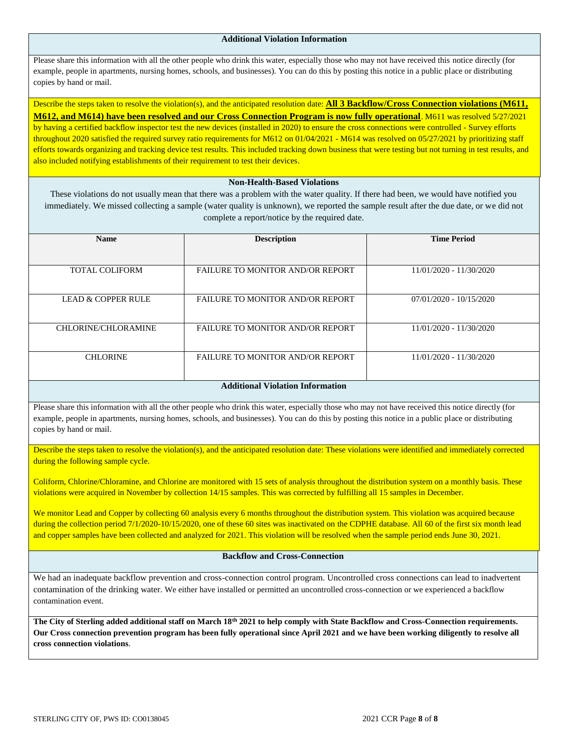### Additional Violation Information

Please share this information with all the other people who drink this water, especially those who may not have received this notice directly (for example, people in apartments, nursing homes, schools, and businesses). You can do this by posting this notice in a public place or distributing copies by hand or mail.

Describe the steps taken to resolve the violation(s), and the anticipated resolution date: **All 3 Backflow/Cross Connection violations (M611, M612, and M614) have been resolved and our Cross Connection Program is now fully operational**. M611 was resolved 5/27/2021 by having a certified backflow inspector test the new devices (installed in 2020) to ensure the cross connections were controlled - Survey efforts throughout 2020 satisfied the required survey ratio requirements for M612 on 01/04/2021 - M614 was resolved on 05/27/2021 by prioritizing staff efforts towards organizing and tracking device test results. This included tracking down business that were testing but not turning in test results, and also included notifying establishments of their requirement to test their devices.

### Non-Health-Based Violations

These violations do not usually mean that there was a problem with the water quality. If there had been, we would have notified you immediately. We missed collecting a sample (water quality is unknown), we reported the sample result after the due date, or we did not complete a report/notice by the required date.

| Name | Description | Time Period |
|---|---|---|
| TOTAL COLIFORM | FAILURE TO MONITOR AND/OR REPORT | 11/01/2020 - 11/30/2020 |
| LEAD & COPPER RULE | FAILURE TO MONITOR AND/OR REPORT | 07/01/2020 - 10/15/2020 |
| CHLORINE/CHLORAMINE | FAILURE TO MONITOR AND/OR REPORT | 11/01/2020 - 11/30/2020 |
| CHLORINE | FAILURE TO MONITOR AND/OR REPORT | 11/01/2020 - 11/30/2020 |

### Additional Violation Information

Please share this information with all the other people who drink this water, especially those who may not have received this notice directly (for example, people in apartments, nursing homes, schools, and businesses). You can do this by posting this notice in a public place or distributing copies by hand or mail.

Describe the steps taken to resolve the violation(s), and the anticipated resolution date: These violations were identified and immediately corrected during the following sample cycle.

Coliform, Chlorine/Chloramine, and Chlorine are monitored with 15 sets of analysis throughout the distribution system on a monthly basis. These violations were acquired in November by collection 14/15 samples. This was corrected by fulfilling all 15 samples in December.

We monitor Lead and Copper by collecting 60 analysis every 6 months throughout the distribution system. This violation was acquired because during the collection period 7/1/2020-10/15/2020, one of these 60 sites was inactivated on the CDPHE database. All 60 of the first six month lead and copper samples have been collected and analyzed for 2021. This violation will be resolved when the sample period ends June 30, 2021.

### Backflow and Cross-Connection

We had an inadequate backflow prevention and cross-connection control program. Uncontrolled cross connections can lead to inadvertent contamination of the drinking water. We either have installed or permitted an uncontrolled cross-connection or we experienced a backflow contamination event.

**The City of Sterling added additional staff on March 18th 2021 to help comply with State Backflow and Cross-Connection requirements. Our Cross connection prevention program has been fully operational since April 2021 and we have been working diligently to resolve all cross connection violations**.